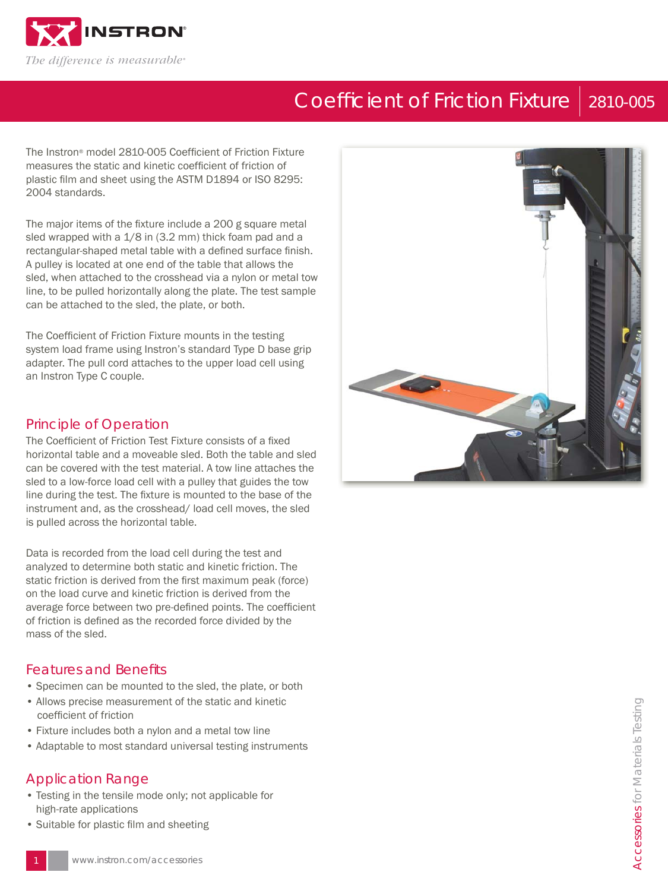# Coefficient of Friction Fixture | 2810-005

The Instron® model 2810-005 Coefficient of Friction Fixture measures the static and kinetic coefficient of friction of plastic film and sheet using the ASTM D1894 or ISO 8295: 2004 standards.

The major items of the fixture include a 200 g square metal sled wrapped with a 1/8 in (3.2 mm) thick foam pad and a rectangular-shaped metal table with a defined surface finish. A pulley is located at one end of the table that allows the sled, when attached to the crosshead via a nylon or metal tow line, to be pulled horizontally along the plate. The test sample can be attached to the sled, the plate, or both.

The Coefficient of Friction Fixture mounts in the testing system load frame using Instron's standard Type D base grip adapter. The pull cord attaches to the upper load cell using an Instron Type C couple.

## Principle of Operation

The Coefficient of Friction Test Fixture consists of a fixed horizontal table and a moveable sled. Both the table and sled can be covered with the test material. A tow line attaches the sled to a low-force load cell with a pulley that guides the tow line during the test. The fixture is mounted to the base of the instrument and, as the crosshead/ load cell moves, the sled is pulled across the horizontal table.

Data is recorded from the load cell during the test and analyzed to determine both static and kinetic friction. The static friction is derived from the first maximum peak (force) on the load curve and kinetic friction is derived from the average force between two pre-defined points. The coefficient of friction is defined as the recorded force divided by the mass of the sled.

## Features and Benefits

- Specimen can be mounted to the sled, the plate, or both
- Allows precise measurement of the static and kinetic coefficient of friction
- Fixture includes both a nylon and a metal tow line
- Adaptable to most standard universal testing instruments

## Application Range

- Testing in the tensile mode only; not applicable for high-rate applications
- Suitable for plastic film and sheeting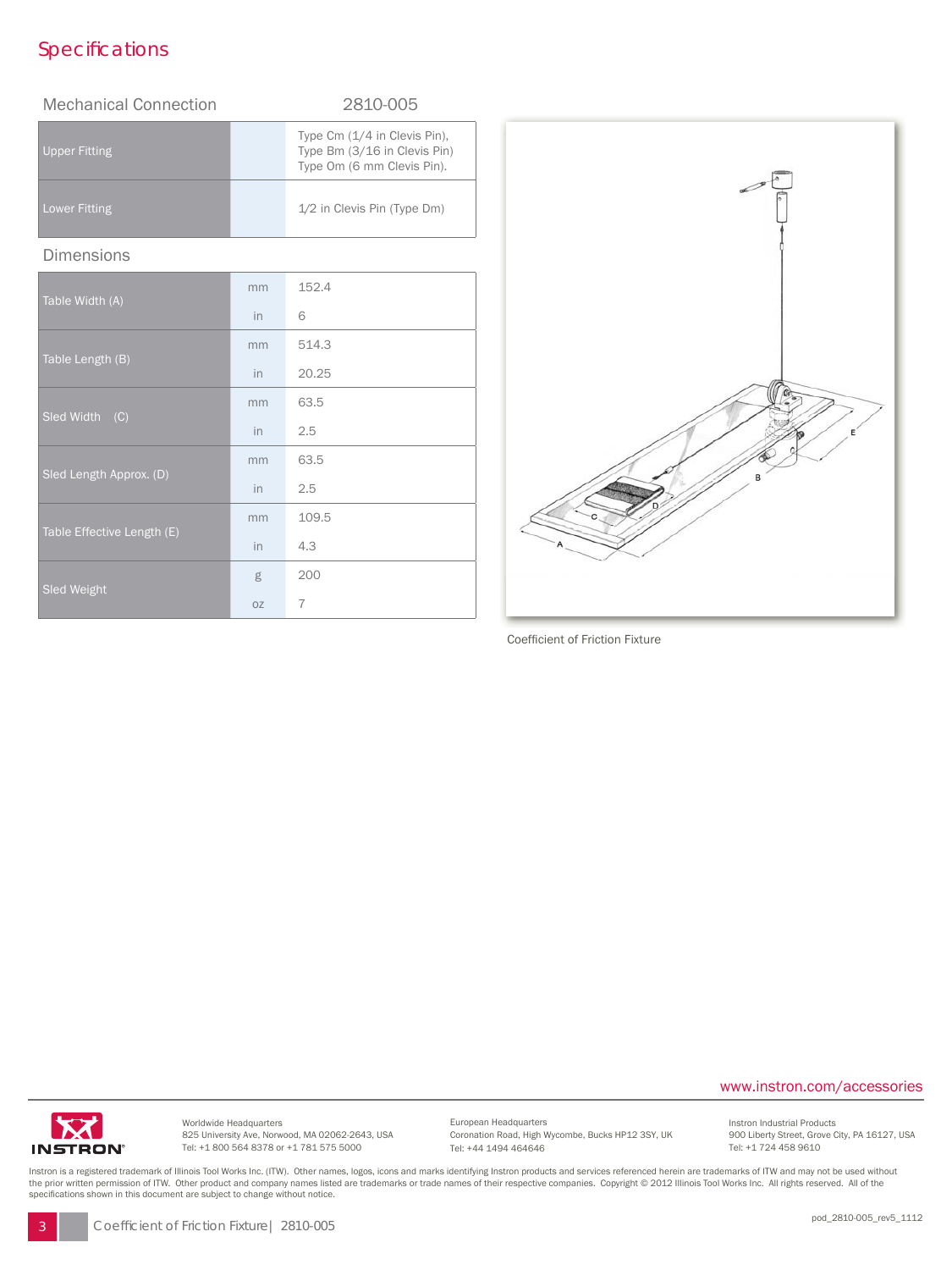## Specifications

### Mechanical Connection

| | 2810-005 |
|---|---|
| Upper Fitting | Type Cm (1/4 in Clevis Pin), Type Bm (3/16 in Clevis Pin) Type Om (6 mm Clevis Pin). |
| Lower Fitting | 1/2 in Clevis Pin (Type Dm) |

### Dimensions

| | | |
|---|---|---|
| Table Width (A) | mm | 152.4 |
| | in | 6 |
| Table Length (B) | mm | 514.3 |
| | in | 20.25 |
| Sled Width (C) | mm | 63.5 |
| | in | 2.5 |
| Sled Length Approx. (D) | mm | 63.5 |
| | in | 2.5 |
| Table Effective Length (E) | mm | 109.5 |
| | in | 4.3 |
| Sled Weight | g | 200 |
| | oz | 7 |

Coefficient of Friction Fixture

www.instron.com/accessories

INSTRON

Worldwide Headquarters
825 University Ave, Norwood, MA 02062-2643, USA
Tel: +1 800 564 8378 or +1 781 575 5000

European Headquarters
Coronation Road, High Wycombe, Bucks HP12 3SY, UK
Tel: +44 1494 464646

Instron Industrial Products
900 Liberty Street, Grove City, PA 16127, USA
Tel: +1 724 458 9610

Instron is a registered trademark of Illinois Tool Works Inc. (ITW). Other names, logos, icons and marks identifying Instron products and services referenced herein are trademarks of ITW and may not be used without the prior written permission of ITW. Other product and company names listed are trademarks or trade names of their respective companies. Copyright © 2012 Illinois Tool Works Inc. All rights reserved. All of the specifications shown in this document are subject to change without notice.

pod_2810-005_rev5_1112